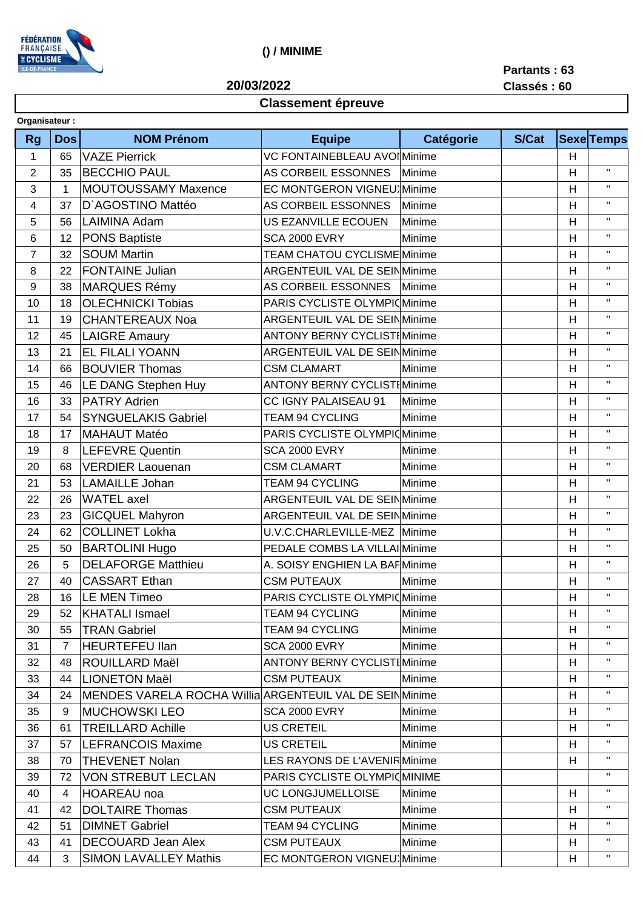FÉDÉRATION FRANÇAISE DE CYCLISME ILE-DE-FRANCE

**() / MINIME**

**Partants : 63**

**20/03/2022**

**Classés : 60**

## Classement épreuve

**Organisateur :**

| Rg | Dos | NOM Prénom | Equipe | Catégorie | S/Cat | Sexe | Temps |
|---|---|---|---|---|---|---|---|
| 1 | 65 | VAZE Pierrick | VC FONTAINEBLEAU AVON | Minime | | H | |
| 2 | 35 | BECCHIO PAUL | AS CORBEIL ESSONNES | Minime | | H | " |
| 3 | 1 | MOUTOUSSAMY Maxence | EC MONTGERON VIGNEUX | Minime | | H | " |
| 4 | 37 | D`AGOSTINO Mattéo | AS CORBEIL ESSONNES | Minime | | H | " |
| 5 | 56 | LAIMINA Adam | US EZANVILLE ECOUEN | Minime | | H | " |
| 6 | 12 | PONS Baptiste | SCA 2000 EVRY | Minime | | H | " |
| 7 | 32 | SOUM Martin | TEAM CHATOU CYCLISME | Minime | | H | " |
| 8 | 22 | FONTAINE Julian | ARGENTEUIL VAL DE SEIN | Minime | | H | " |
| 9 | 38 | MARQUES Rémy | AS CORBEIL ESSONNES | Minime | | H | " |
| 10 | 18 | OLECHNICKI Tobias | PARIS CYCLISTE OLYMPIQ | Minime | | H | " |
| 11 | 19 | CHANTEREAUX Noa | ARGENTEUIL VAL DE SEIN | Minime | | H | " |
| 12 | 45 | LAIGRE Amaury | ANTONY BERNY CYCLISTE | Minime | | H | " |
| 13 | 21 | EL FILALI YOANN | ARGENTEUIL VAL DE SEIN | Minime | | H | " |
| 14 | 66 | BOUVIER Thomas | CSM CLAMART | Minime | | H | " |
| 15 | 46 | LE DANG Stephen Huy | ANTONY BERNY CYCLISTE | Minime | | H | " |
| 16 | 33 | PATRY Adrien | CC IGNY PALAISEAU 91 | Minime | | H | " |
| 17 | 54 | SYNGUELAKIS Gabriel | TEAM 94 CYCLING | Minime | | H | " |
| 18 | 17 | MAHAUT Matéo | PARIS CYCLISTE OLYMPIQ | Minime | | H | " |
| 19 | 8 | LEFEVRE Quentin | SCA 2000 EVRY | Minime | | H | " |
| 20 | 68 | VERDIER Laouenan | CSM CLAMART | Minime | | H | " |
| 21 | 53 | LAMAILLE Johan | TEAM 94 CYCLING | Minime | | H | " |
| 22 | 26 | WATEL axel | ARGENTEUIL VAL DE SEIN | Minime | | H | " |
| 23 | 23 | GICQUEL Mahyron | ARGENTEUIL VAL DE SEIN | Minime | | H | " |
| 24 | 62 | COLLINET Lokha | U.V.C.CHARLEVILLE-MEZ | Minime | | H | " |
| 25 | 50 | BARTOLINI Hugo | PEDALE COMBS LA VILLAI | Minime | | H | " |
| 26 | 5 | DELAFORGE Matthieu | A. SOISY ENGHIEN LA BAR | Minime | | H | " |
| 27 | 40 | CASSART Ethan | CSM PUTEAUX | Minime | | H | " |
| 28 | 16 | LE MEN Timeo | PARIS CYCLISTE OLYMPIQ | Minime | | H | " |
| 29 | 52 | KHATALI Ismael | TEAM 94 CYCLING | Minime | | H | " |
| 30 | 55 | TRAN Gabriel | TEAM 94 CYCLING | Minime | | H | " |
| 31 | 7 | HEURTEFEU Ilan | SCA 2000 EVRY | Minime | | H | " |
| 32 | 48 | ROUILLARD Maël | ANTONY BERNY CYCLISTE | Minime | | H | " |
| 33 | 44 | LIONETON Maël | CSM PUTEAUX | Minime | | H | " |
| 34 | 24 | MENDES VARELA ROCHA Willia | ARGENTEUIL VAL DE SEIN | Minime | | H | " |
| 35 | 9 | MUCHOWSKI LEO | SCA 2000 EVRY | Minime | | H | " |
| 36 | 61 | TREILLARD Achille | US CRETEIL | Minime | | H | " |
| 37 | 57 | LEFRANCOIS Maxime | US CRETEIL | Minime | | H | " |
| 38 | 70 | THEVENET Nolan | LES RAYONS DE L'AVENIR | Minime | | H | " |
| 39 | 72 | VON STREBUT LECLAN | PARIS CYCLISTE OLYMPIQ | MINIME | | | " |
| 40 | 4 | HOAREAU noa | UC LONGJUMELLOISE | Minime | | H | " |
| 41 | 42 | DOLTAIRE Thomas | CSM PUTEAUX | Minime | | H | " |
| 42 | 51 | DIMNET Gabriel | TEAM 94 CYCLING | Minime | | H | " |
| 43 | 41 | DECOUARD Jean Alex | CSM PUTEAUX | Minime | | H | " |
| 44 | 3 | SIMON LAVALLEY Mathis | EC MONTGERON VIGNEUX | Minime | | H | " |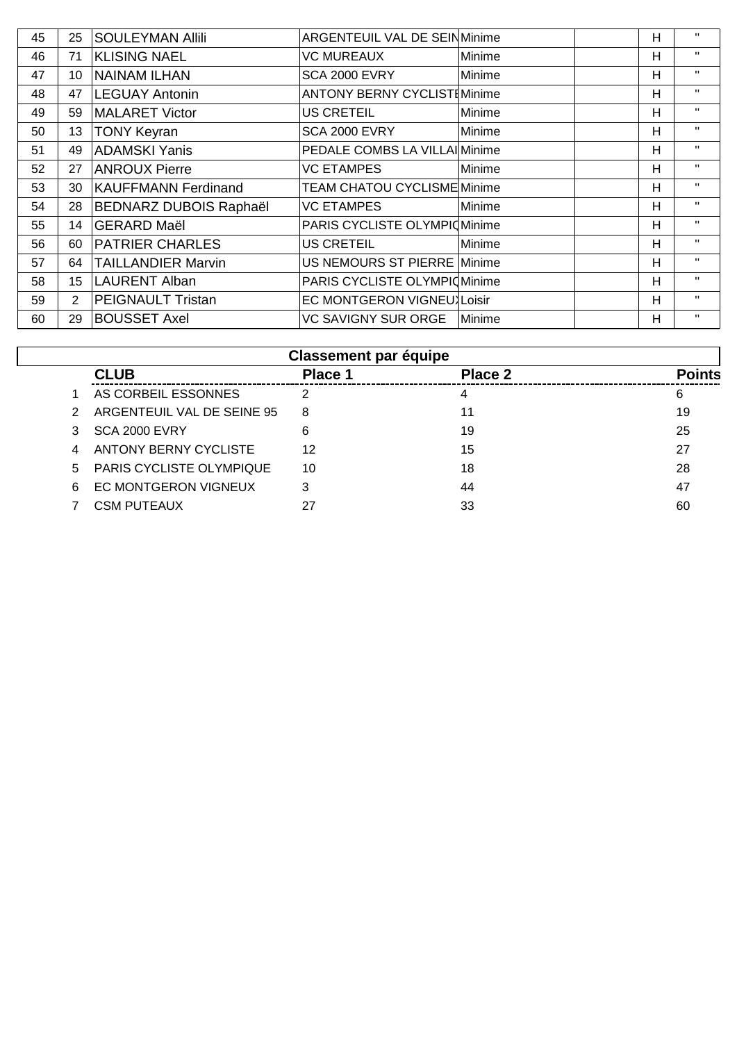| | | | | | | | | |
|---|---|---|---|---|---|---|---|---|
| 45 | 25 | SOULEYMAN Allili | ARGENTEUIL VAL DE SEIN | Minime | | | H | " |
| 46 | 71 | KLISING NAEL | VC MUREAUX | Minime | | | H | " |
| 47 | 10 | NAINAM ILHAN | SCA 2000 EVRY | Minime | | | H | " |
| 48 | 47 | LEGUAY Antonin | ANTONY BERNY CYCLISTE | Minime | | | H | " |
| 49 | 59 | MALARET Victor | US CRETEIL | Minime | | | H | " |
| 50 | 13 | TONY Keyran | SCA 2000 EVRY | Minime | | | H | " |
| 51 | 49 | ADAMSKI Yanis | PEDALE COMBS LA VILLAI | Minime | | | H | " |
| 52 | 27 | ANROUX Pierre | VC ETAMPES | Minime | | | H | " |
| 53 | 30 | KAUFFMANN Ferdinand | TEAM CHATOU CYCLISME | Minime | | | H | " |
| 54 | 28 | BEDNARZ DUBOIS Raphaël | VC ETAMPES | Minime | | | H | " |
| 55 | 14 | GERARD Maël | PARIS CYCLISTE OLYMPIQ | Minime | | | H | " |
| 56 | 60 | PATRIER CHARLES | US CRETEIL | Minime | | | H | " |
| 57 | 64 | TAILLANDIER Marvin | US NEMOURS ST PIERRE | Minime | | | H | " |
| 58 | 15 | LAURENT Alban | PARIS CYCLISTE OLYMPIQ | Minime | | | H | " |
| 59 | 2 | PEIGNAULT Tristan | EC MONTGERON VIGNEUX | Loisir | | | H | " |
| 60 | 29 | BOUSSET Axel | VC SAVIGNY SUR ORGE | Minime | | | H | " |

## Classement par équipe

| | CLUB | Place 1 | Place 2 | Points |
|---|---|---|---|---|
| 1 | AS CORBEIL ESSONNES | 2 | 4 | 6 |
| 2 | ARGENTEUIL VAL DE SEINE 95 | 8 | 11 | 19 |
| 3 | SCA 2000 EVRY | 6 | 19 | 25 |
| 4 | ANTONY BERNY CYCLISTE | 12 | 15 | 27 |
| 5 | PARIS CYCLISTE OLYMPIQUE | 10 | 18 | 28 |
| 6 | EC MONTGERON VIGNEUX | 3 | 44 | 47 |
| 7 | CSM PUTEAUX | 27 | 33 | 60 |